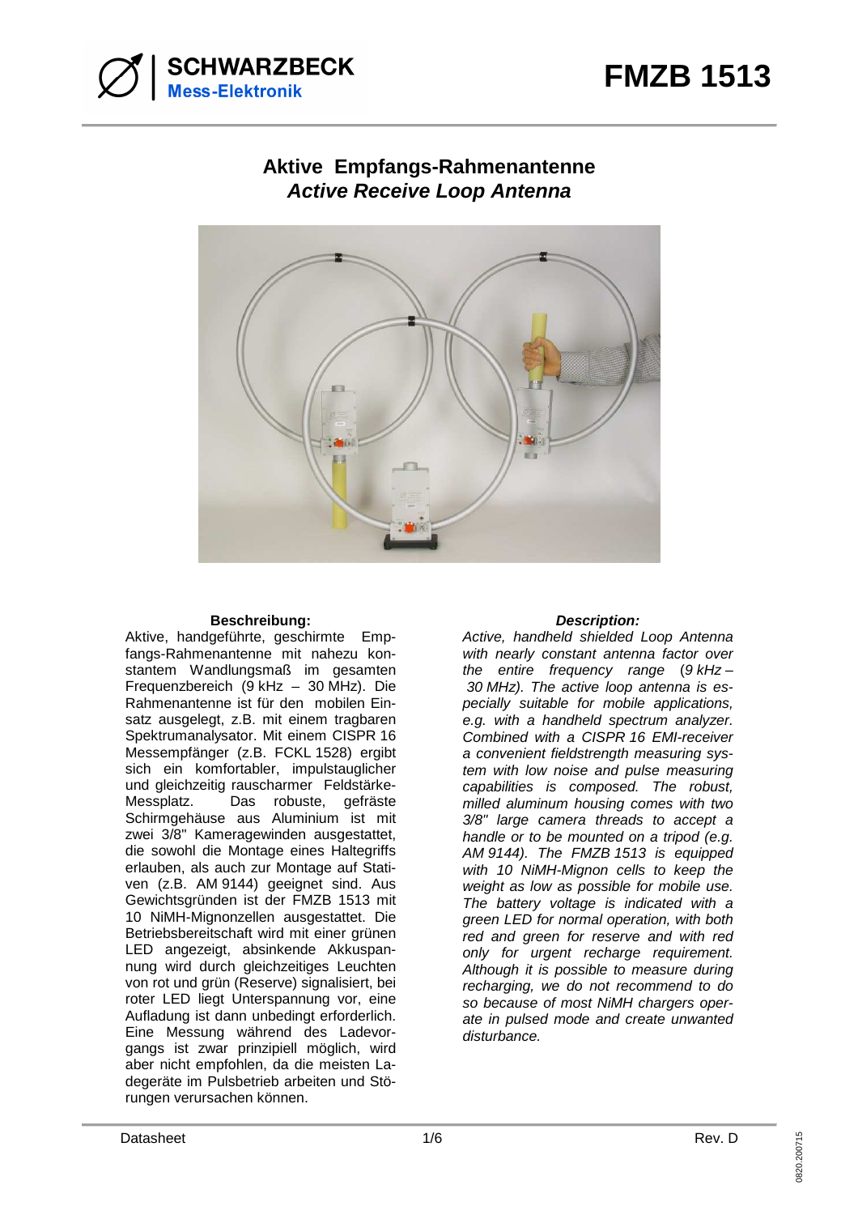# FMZB 1513

SCHWARZBECK
Mess-Elektronik

## Aktive Empfangs-Rahmenantenne
## *Active Receive Loop Antenna*

**Beschreibung:**

Aktive, handgeführte, geschirmte Empfangs-Rahmenantenne mit nahezu konstantem Wandlungsmaß im gesamten Frequenzbereich (9 kHz – 30 MHz). Die Rahmenantenne ist für den mobilen Einsatz ausgelegt, z.B. mit einem tragbaren Spektrumanalysator. Mit einem CISPR 16 Messempfänger (z.B. FCKL 1528) ergibt sich ein komfortabler, impulstauglicher und gleichzeitig rauscharmer Feldstärke-Messplatz. Das robuste, gefräste Schirmgehäuse aus Aluminium ist mit zwei 3/8" Kameragewinden ausgestattet, die sowohl die Montage eines Haltegriffs erlauben, als auch zur Montage auf Stativen (z.B. AM 9144) geeignet sind. Aus Gewichtsgründen ist der FMZB 1513 mit 10 NiMH-Mignonzellen ausgestattet. Die Betriebsbereitschaft wird mit einer grünen LED angezeigt, absinkende Akkuspannung wird durch gleichzeitiges Leuchten von rot und grün (Reserve) signalisiert, bei roter LED liegt Unterspannung vor, eine Aufladung ist dann unbedingt erforderlich. Eine Messung während des Ladevorgangs ist zwar prinzipiell möglich, wird aber nicht empfohlen, da die meisten Ladegeräte im Pulsbetrieb arbeiten und Störungen verursachen können.

***Description:***

*Active, handheld shielded Loop Antenna with nearly constant antenna factor over the entire frequency range (9 kHz – 30 MHz). The active loop antenna is especially suitable for mobile applications, e.g. with a handheld spectrum analyzer. Combined with a CISPR 16 EMI-receiver a convenient fieldstrength measuring system with low noise and pulse measuring capabilities is composed. The robust, milled aluminum housing comes with two 3/8" large camera threads to accept a handle or to be mounted on a tripod (e.g. AM 9144). The FMZB 1513 is equipped with 10 NiMH-Mignon cells to keep the weight as low as possible for mobile use. The battery voltage is indicated with a green LED for normal operation, with both red and green for reserve and with red only for urgent recharge requirement. Although it is possible to measure during recharging, we do not recommend to do so because of most NiMH chargers operate in pulsed mode and create unwanted disturbance.*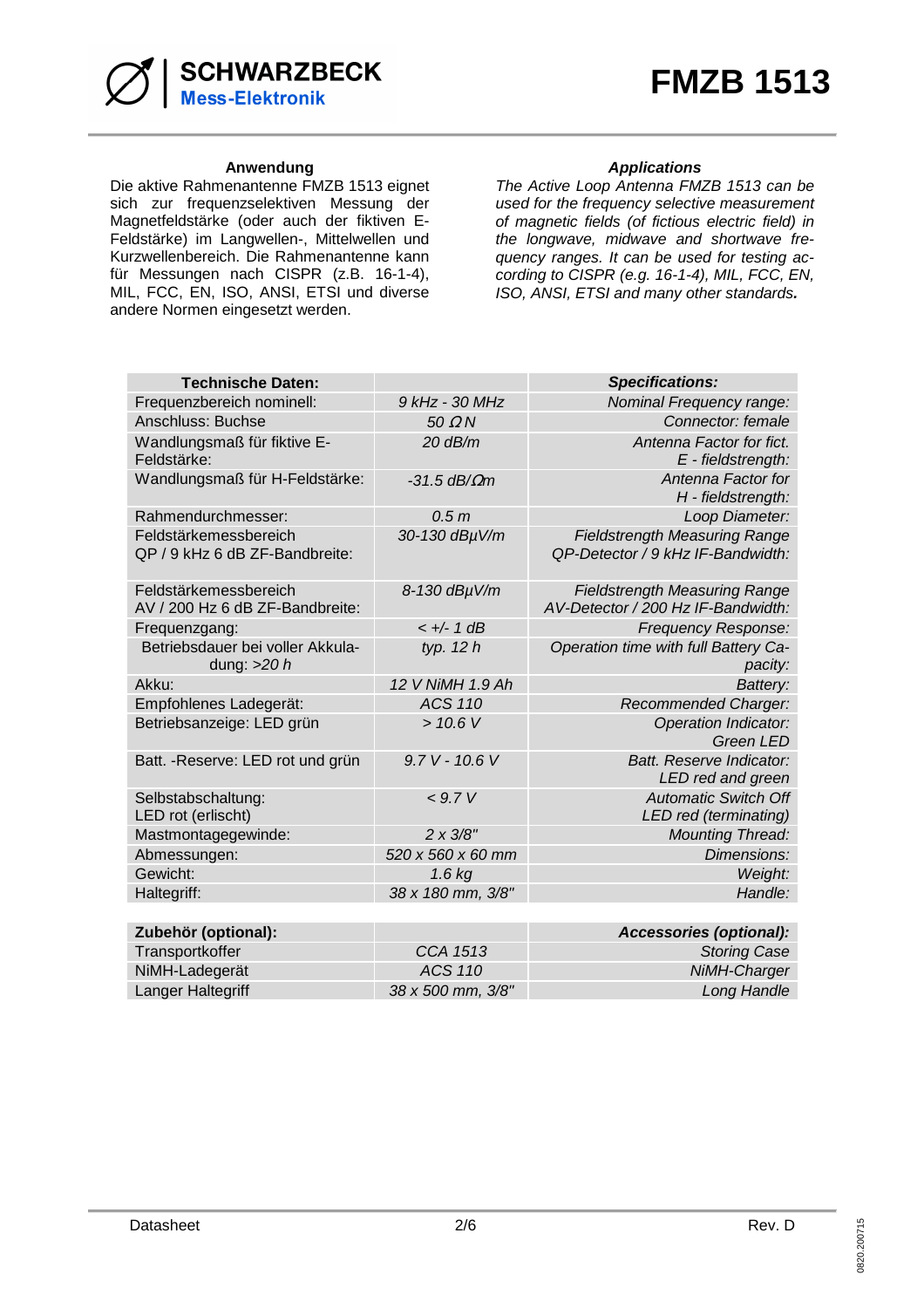# FMZB 1513

**Anwendung**

Die aktive Rahmenantenne FMZB 1513 eignet sich zur frequenzselektiven Messung der Magnetfeldstärke (oder auch der fiktiven E-Feldstärke) im Langwellen-, Mittelwellen und Kurzwellenbereich. Die Rahmenantenne kann für Messungen nach CISPR (z.B. 16-1-4), MIL, FCC, EN, ISO, ANSI, ETSI und diverse andere Normen eingesetzt werden.

***Applications***

*The Active Loop Antenna FMZB 1513 can be used for the frequency selective measurement of magnetic fields (of fictious electric field) in the longwave, midwave and shortwave frequency ranges. It can be used for testing according to CISPR (e.g. 16-1-4), MIL, FCC, EN, ISO, ANSI, ETSI and many other standards.*

| **Technische Daten:** | | ***Specifications:*** |
|---|---|---|
| Frequenzbereich nominell: | *9 kHz - 30 MHz* | *Nominal Frequency range:* |
| Anschluss: Buchse | *50 Ω N* | *Connector: female* |
| Wandlungsmaß für fiktive E-Feldstärke: | *20 dB/m* | *Antenna Factor for fict. E - fieldstrength:* |
| Wandlungsmaß für H-Feldstärke: | *-31.5 dB/Ωm* | *Antenna Factor for H - fieldstrength:* |
| Rahmendurchmesser: | *0.5 m* | *Loop Diameter:* |
| Feldstärkemessbereich QP / 9 kHz 6 dB ZF-Bandbreite: | *30-130 dBµV/m* | *Fieldstrength Measuring Range QP-Detector / 9 kHz IF-Bandwidth:* |
| Feldstärkemessbereich AV / 200 Hz 6 dB ZF-Bandbreite: | *8-130 dBµV/m* | *Fieldstrength Measuring Range AV-Detector / 200 Hz IF-Bandwidth:* |
| Frequenzgang: | *< +/- 1 dB* | *Frequency Response:* |
| Betriebsdauer bei voller Akkuladung: *>20 h* | *typ. 12 h* | *Operation time with full Battery Capacity:* |
| Akku: | *12 V NiMH 1.9 Ah* | *Battery:* |
| Empfohlenes Ladegerät: | *ACS 110* | *Recommended Charger:* |
| Betriebsanzeige: LED grün | *> 10.6 V* | *Operation Indicator: Green LED* |
| Batt. -Reserve: LED rot und grün | *9.7 V - 10.6 V* | *Batt. Reserve Indicator: LED red and green* |
| Selbstabschaltung: LED rot (erlischt) | *< 9.7 V* | *Automatic Switch Off LED red (terminating)* |
| Mastmontagegewinde: | *2 x 3/8"* | *Mounting Thread:* |
| Abmessungen: | *520 x 560 x 60 mm* | *Dimensions:* |
| Gewicht: | *1.6 kg* | *Weight:* |
| Haltegriff: | *38 x 180 mm, 3/8"* | *Handle:* |

| **Zubehör (optional):** | | ***Accessories (optional):*** |
|---|---|---|
| Transportkoffer | *CCA 1513* | *Storing Case* |
| NiMH-Ladegerät | *ACS 110* | *NiMH-Charger* |
| Langer Haltegriff | *38 x 500 mm, 3/8"* | *Long Handle* |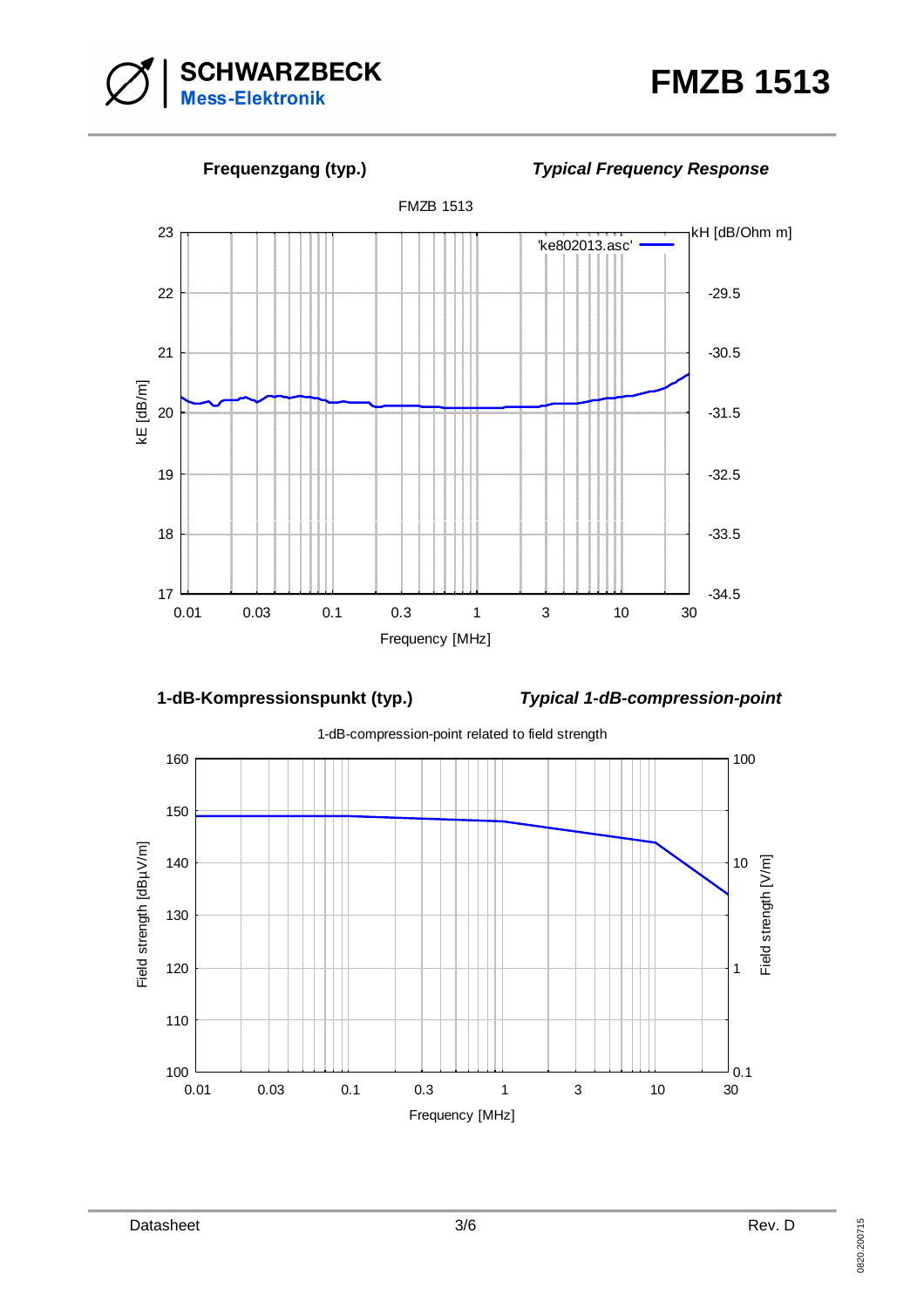**Frequenzgang (typ.)** *Typical Frequency Response*

FMZB 1513

kE [dB/m] vs. Frequency [MHz] (0.01 – 30); kH [dB/Ohm m]

'ke802013.asc'

**1-dB-Kompressionspunkt (typ.)** *Typical 1-dB-compression-point*

1-dB-compression-point related to field strength

Field strength [dBµV/m] / Field strength [V/m] vs. Frequency [MHz] (0.01 – 30)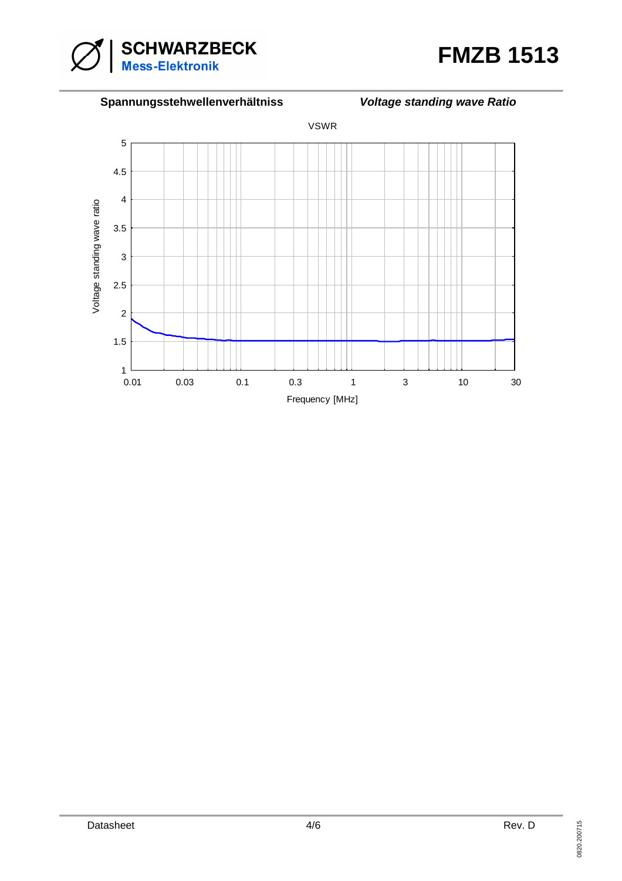**Spannungsstehwellenverhältniss** *Voltage standing wave Ratio*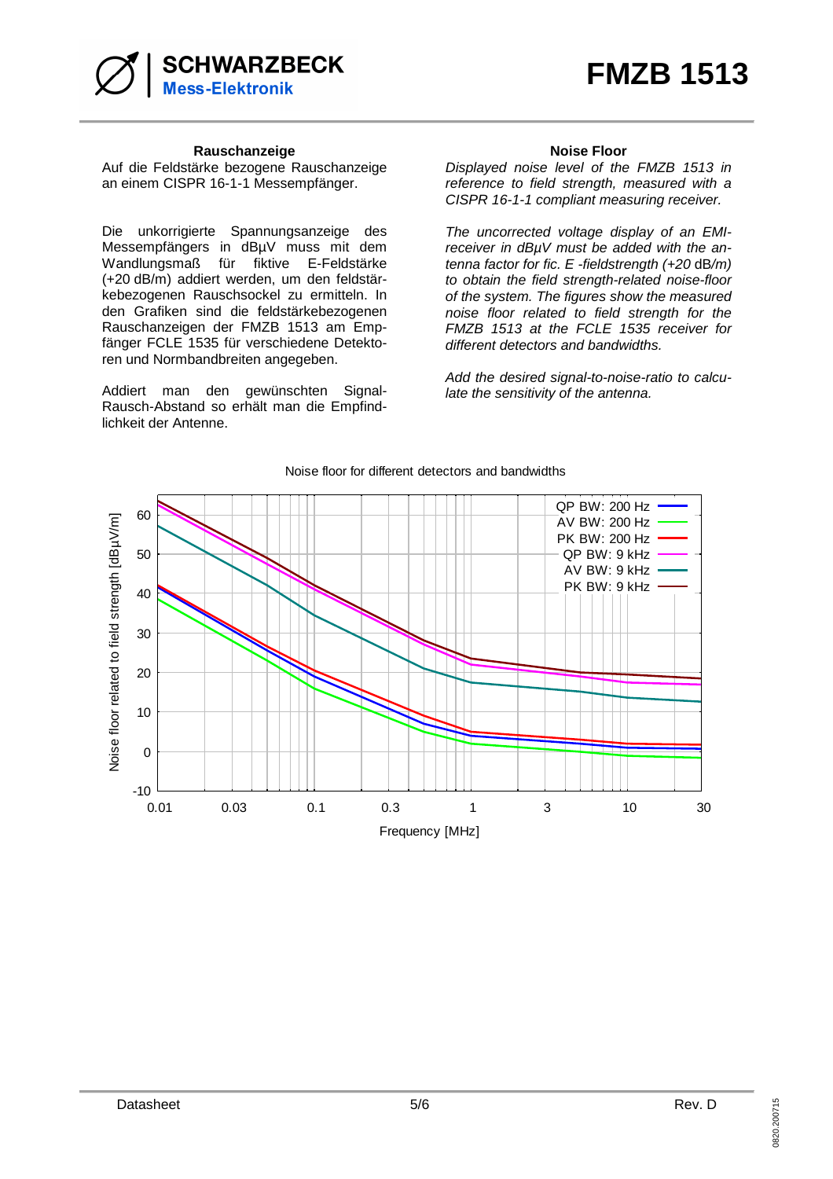## Rauschanzeige

Auf die Feldstärke bezogene Rauschanzeige an einem CISPR 16-1-1 Messempfänger.

Die unkorrigierte Spannungsanzeige des Messempfängers in dBµV muss mit dem Wandlungsmaß für fiktive E-Feldstärke (+20 dB/m) addiert werden, um den feldstärkebezogenen Rauschsockel zu ermitteln. In den Grafiken sind die feldstärkebezogenen Rauschanzeigen der FMZB 1513 am Empfänger FCLE 1535 für verschiedene Detektoren und Normbandbreiten angegeben.

Addiert man den gewünschten Signal-Rausch-Abstand so erhält man die Empfindlichkeit der Antenne.

## Noise Floor

*Displayed noise level of the FMZB 1513 in reference to field strength, measured with a CISPR 16-1-1 compliant measuring receiver.*

*The uncorrected voltage display of an EMI-receiver in dBµV must be added with the antenna factor for fic. E -fieldstrength (+20 dB/m) to obtain the field strength-related noise-floor of the system. The figures show the measured noise floor related to field strength for the FMZB 1513 at the FCLE 1535 receiver for different detectors and bandwidths.*

*Add the desired signal-to-noise-ratio to calculate the sensitivity of the antenna.*

Noise floor for different detectors and bandwidths

Legend: QP BW: 200 Hz; AV BW: 200 Hz; PK BW: 200 Hz; QP BW: 9 kHz; AV BW: 9 kHz; PK BW: 9 kHz

Y-axis: Noise floor related to field strength [dBµV/m] (-10 to 60)

X-axis: Frequency [MHz] (0.01, 0.03, 0.1, 0.3, 1, 3, 10, 30)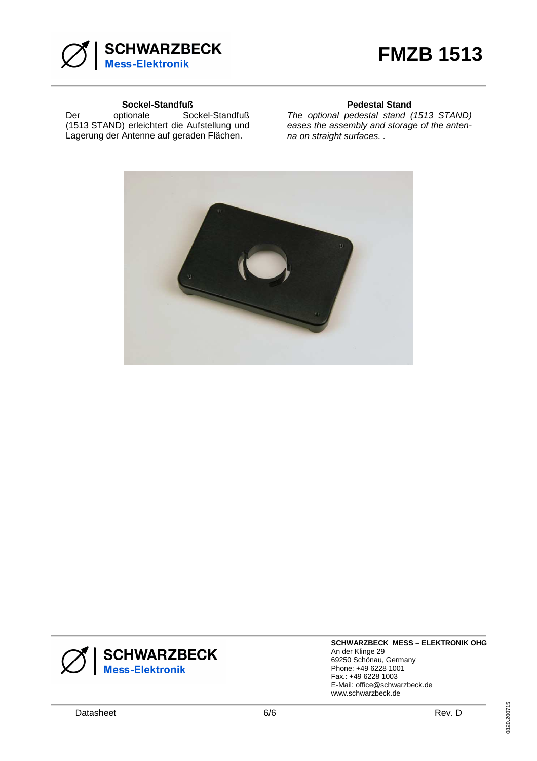**Sockel-Standfuß**

Der optionale Sockel-Standfuß (1513 STAND) erleichtert die Aufstellung und Lagerung der Antenne auf geraden Flächen.

**Pedestal Stand**

*The optional pedestal stand (1513 STAND) eases the assembly and storage of the antenna on straight surfaces. .*

**SCHWARZBECK MESS – ELEKTRONIK OHG**
An der Klinge 29
69250 Schönau, Germany
Phone: +49 6228 1001
Fax.: +49 6228 1003
E-Mail: office@schwarzbeck.de
www.schwarzbeck.de